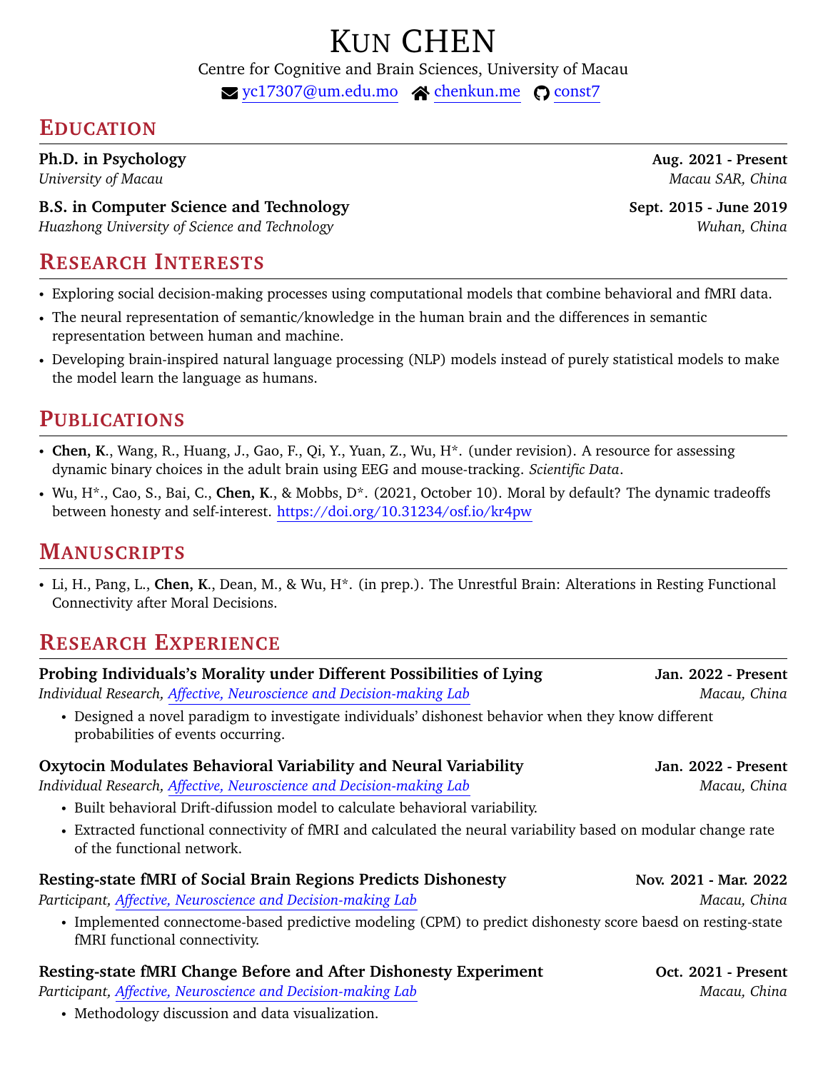# Kun CHEN

Centre for Cognitive and Brain Sciences, University of Macau

yc17307@um.edu.mo | chenkun.me | const7

## Education

**Ph.D. in Psychology** — **Aug. 2021 - Present**
*University of Macau* — *Macau SAR, China*

**B.S. in Computer Science and Technology** — **Sept. 2015 - June 2019**
*Huazhong University of Science and Technology* — *Wuhan, China*

## Research Interests

- Exploring social decision-making processes using computational models that combine behavioral and fMRI data.
- The neural representation of semantic/knowledge in the human brain and the differences in semantic representation between human and machine.
- Developing brain-inspired natural language processing (NLP) models instead of purely statistical models to make the model learn the language as humans.

## Publications

- **Chen, K.**, Wang, R., Huang, J., Gao, F., Qi, Y., Yuan, Z., Wu, H*. (under revision). A resource for assessing dynamic binary choices in the adult brain using EEG and mouse-tracking. *Scientific Data*.
- Wu, H*., Cao, S., Bai, C., **Chen, K.**, & Mobbs, D*. (2021, October 10). Moral by default? The dynamic tradeoffs between honesty and self-interest. https://doi.org/10.31234/osf.io/kr4pw

## Manuscripts

- Li, H., Pang, L., **Chen, K.**, Dean, M., & Wu, H*. (in prep.). The Unrestful Brain: Alterations in Resting Functional Connectivity after Moral Decisions.

## Research Experience

**Probing Individuals's Morality under Different Possibilities of Lying** — **Jan. 2022 - Present**
*Individual Research, Affective, Neuroscience and Decision-making Lab* — *Macau, China*

- Designed a novel paradigm to investigate individuals' dishonest behavior when they know different probabilities of events occurring.

**Oxytocin Modulates Behavioral Variability and Neural Variability** — **Jan. 2022 - Present**
*Individual Research, Affective, Neuroscience and Decision-making Lab* — *Macau, China*

- Built behavioral Drift-difussion model to calculate behavioral variability.
- Extracted functional connectivity of fMRI and calculated the neural variability based on modular change rate of the functional network.

**Resting-state fMRI of Social Brain Regions Predicts Dishonesty** — **Nov. 2021 - Mar. 2022**
*Participant, Affective, Neuroscience and Decision-making Lab* — *Macau, China*

- Implemented connectome-based predictive modeling (CPM) to predict dishonesty score baesd on resting-state fMRI functional connectivity.

**Resting-state fMRI Change Before and After Dishonesty Experiment** — **Oct. 2021 - Present**
*Participant, Affective, Neuroscience and Decision-making Lab* — *Macau, China*

- Methodology discussion and data visualization.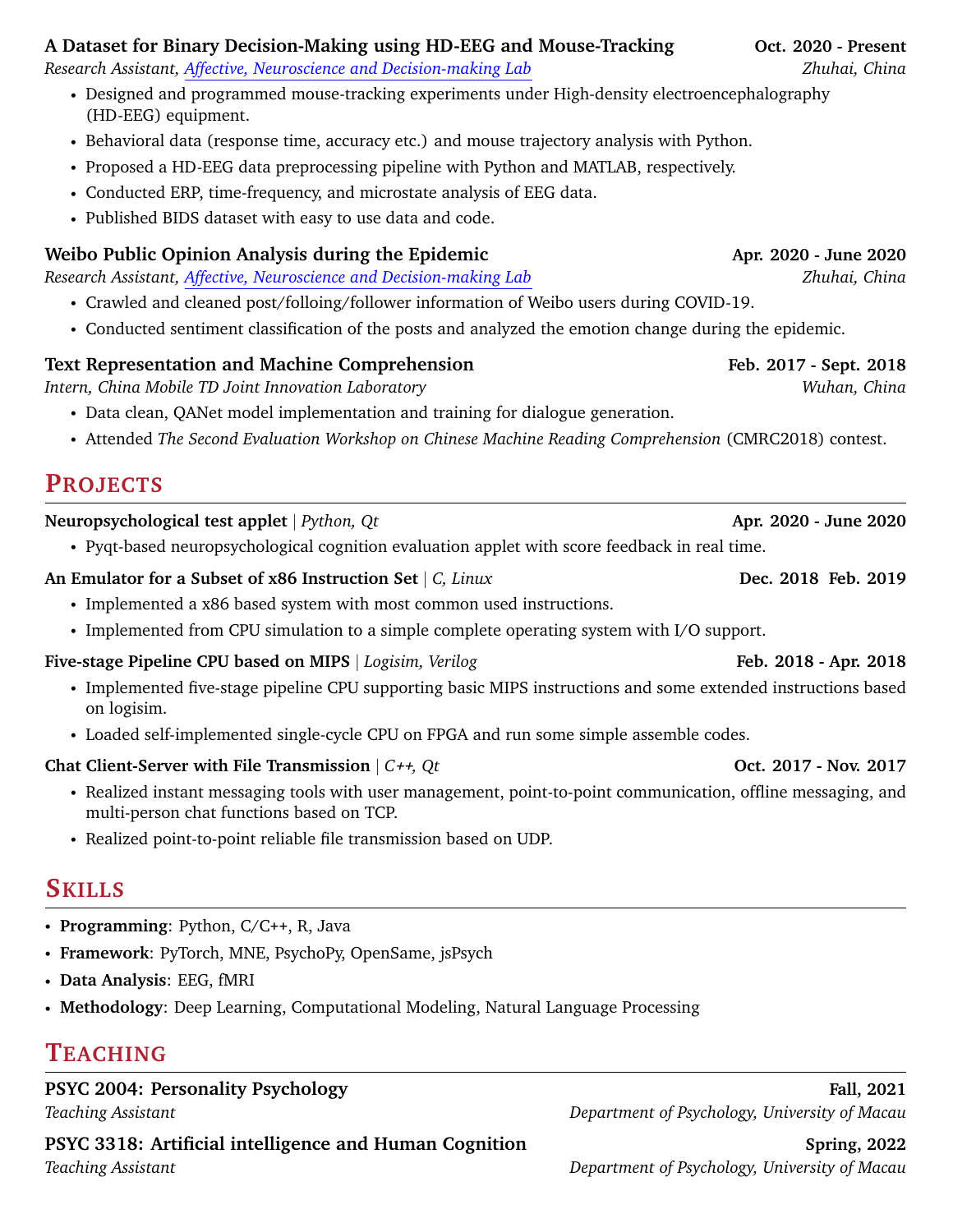### A Dataset for Binary Decision-Making using HD-EEG and Mouse-Tracking — Oct. 2020 - Present

*Research Assistant, Affective, Neuroscience and Decision-making Lab* — *Zhuhai, China*

- Designed and programmed mouse-tracking experiments under High-density electroencephalography (HD-EEG) equipment.
- Behavioral data (response time, accuracy etc.) and mouse trajectory analysis with Python.
- Proposed a HD-EEG data preprocessing pipeline with Python and MATLAB, respectively.
- Conducted ERP, time-frequency, and microstate analysis of EEG data.
- Published BIDS dataset with easy to use data and code.

### Weibo Public Opinion Analysis during the Epidemic — Apr. 2020 - June 2020

*Research Assistant, Affective, Neuroscience and Decision-making Lab* — *Zhuhai, China*

- Crawled and cleaned post/folloing/follower information of Weibo users during COVID-19.
- Conducted sentiment classification of the posts and analyzed the emotion change during the epidemic.

### Text Representation and Machine Comprehension — Feb. 2017 - Sept. 2018

*Intern, China Mobile TD Joint Innovation Laboratory* — *Wuhan, China*

- Data clean, QANet model implementation and training for dialogue generation.
- Attended *The Second Evaluation Workshop on Chinese Machine Reading Comprehension* (CMRC2018) contest.

## Projects

**Neuropsychological test applet** | *Python, Qt* — Apr. 2020 - June 2020

- Pyqt-based neuropsychological cognition evaluation applet with score feedback in real time.

**An Emulator for a Subset of x86 Instruction Set** | *C, Linux* — Dec. 2018 Feb. 2019

- Implemented a x86 based system with most common used instructions.
- Implemented from CPU simulation to a simple complete operating system with I/O support.

**Five-stage Pipeline CPU based on MIPS** | *Logisim, Verilog* — Feb. 2018 - Apr. 2018

- Implemented five-stage pipeline CPU supporting basic MIPS instructions and some extended instructions based on logisim.
- Loaded self-implemented single-cycle CPU on FPGA and run some simple assemble codes.

**Chat Client-Server with File Transmission** | *C++, Qt* — Oct. 2017 - Nov. 2017

- Realized instant messaging tools with user management, point-to-point communication, offline messaging, and multi-person chat functions based on TCP.
- Realized point-to-point reliable file transmission based on UDP.

## Skills

- **Programming**: Python, C/C++, R, Java
- **Framework**: PyTorch, MNE, PsychoPy, OpenSame, jsPsych
- **Data Analysis**: EEG, fMRI
- **Methodology**: Deep Learning, Computational Modeling, Natural Language Processing

## Teaching

**PSYC 2004: Personality Psychology** — Fall, 2021

*Teaching Assistant* — *Department of Psychology, University of Macau*

**PSYC 3318: Artificial intelligence and Human Cognition** — Spring, 2022

*Teaching Assistant* — *Department of Psychology, University of Macau*